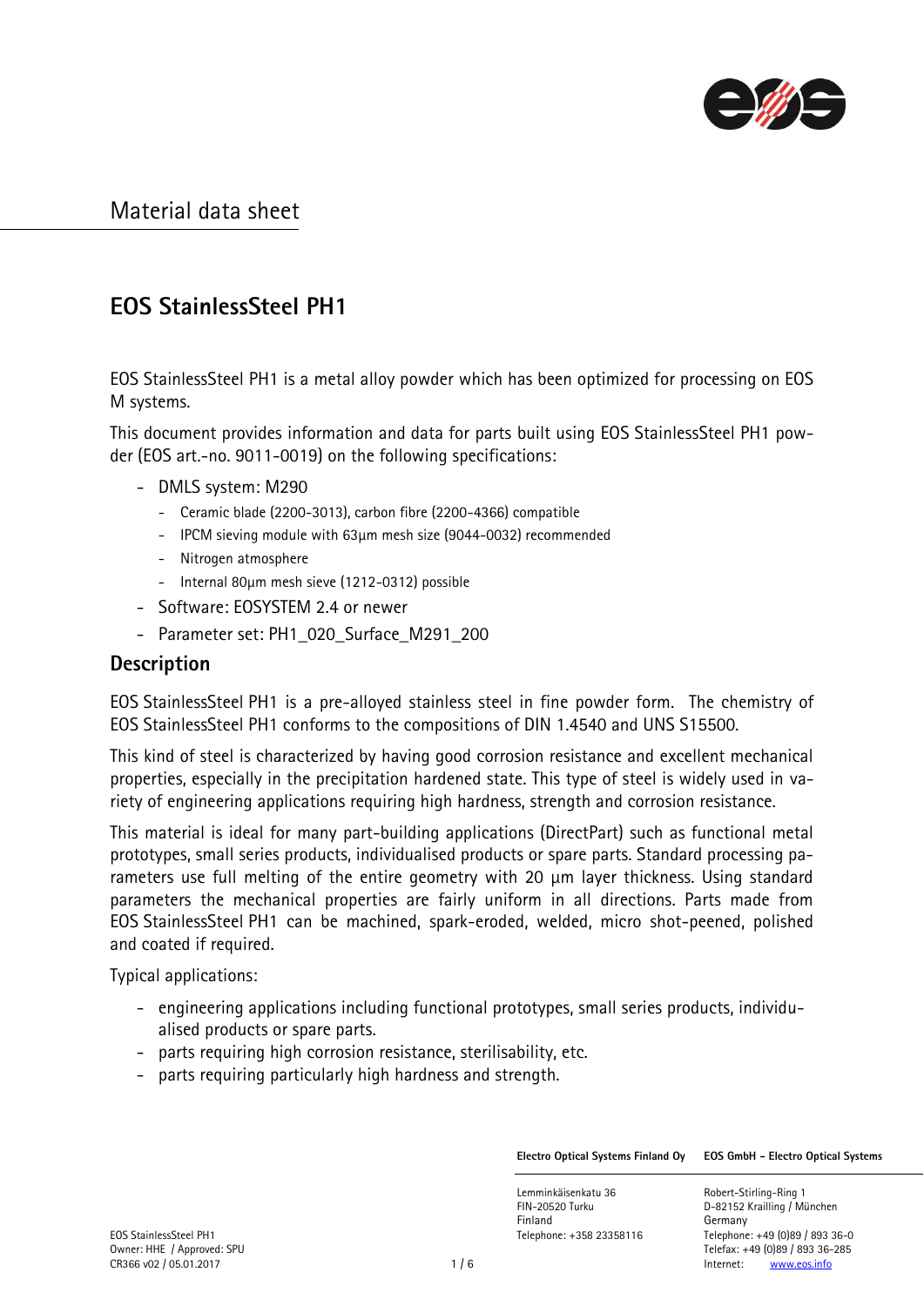# Material data sheet

## EOS StainlessSteel PH1

EOS StainlessSteel PH1 is a metal alloy powder which has been optimized for processing on EOS M systems.

This document provides information and data for parts built using EOS StainlessSteel PH1 powder (EOS art.-no. 9011-0019) on the following specifications:

- DMLS system: M290
  - Ceramic blade (2200-3013), carbon fibre (2200-4366) compatible
  - IPCM sieving module with 63µm mesh size (9044-0032) recommended
  - Nitrogen atmosphere
  - Internal 80µm mesh sieve (1212-0312) possible
- Software: EOSYSTEM 2.4 or newer
- Parameter set: PH1_020_Surface_M291_200

### Description

EOS StainlessSteel PH1 is a pre-alloyed stainless steel in fine powder form. The chemistry of EOS StainlessSteel PH1 conforms to the compositions of DIN 1.4540 and UNS S15500.

This kind of steel is characterized by having good corrosion resistance and excellent mechanical properties, especially in the precipitation hardened state. This type of steel is widely used in variety of engineering applications requiring high hardness, strength and corrosion resistance.

This material is ideal for many part-building applications (DirectPart) such as functional metal prototypes, small series products, individualised products or spare parts. Standard processing parameters use full melting of the entire geometry with 20 µm layer thickness. Using standard parameters the mechanical properties are fairly uniform in all directions. Parts made from EOS StainlessSteel PH1 can be machined, spark-eroded, welded, micro shot-peened, polished and coated if required.

Typical applications:

- engineering applications including functional prototypes, small series products, individualised products or spare parts.
- parts requiring high corrosion resistance, sterilisability, etc.
- parts requiring particularly high hardness and strength.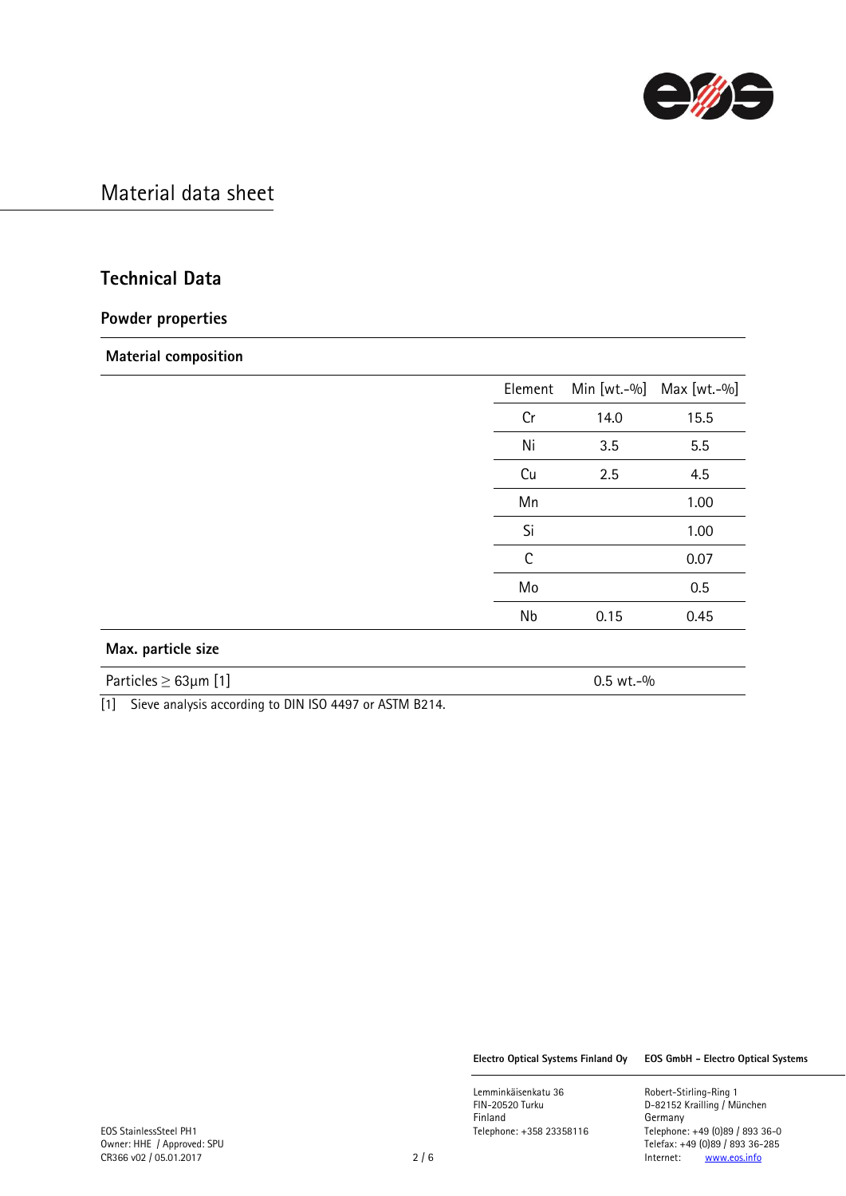# Material data sheet

## Technical Data

### Powder properties

#### Material composition

| Element | Min [wt.-%] | Max [wt.-%] |
|---|---|---|
| Cr | 14.0 | 15.5 |
| Ni | 3.5 | 5.5 |
| Cu | 2.5 | 4.5 |
| Mn | | 1.00 |
| Si | | 1.00 |
| C | | 0.07 |
| Mo | | 0.5 |
| Nb | 0.15 | 0.45 |

#### Max. particle size

| | |
|---|---|
| Particles $\geq$ 63µm [1] | 0.5 wt.-% |

[1] Sieve analysis according to DIN ISO 4497 or ASTM B214.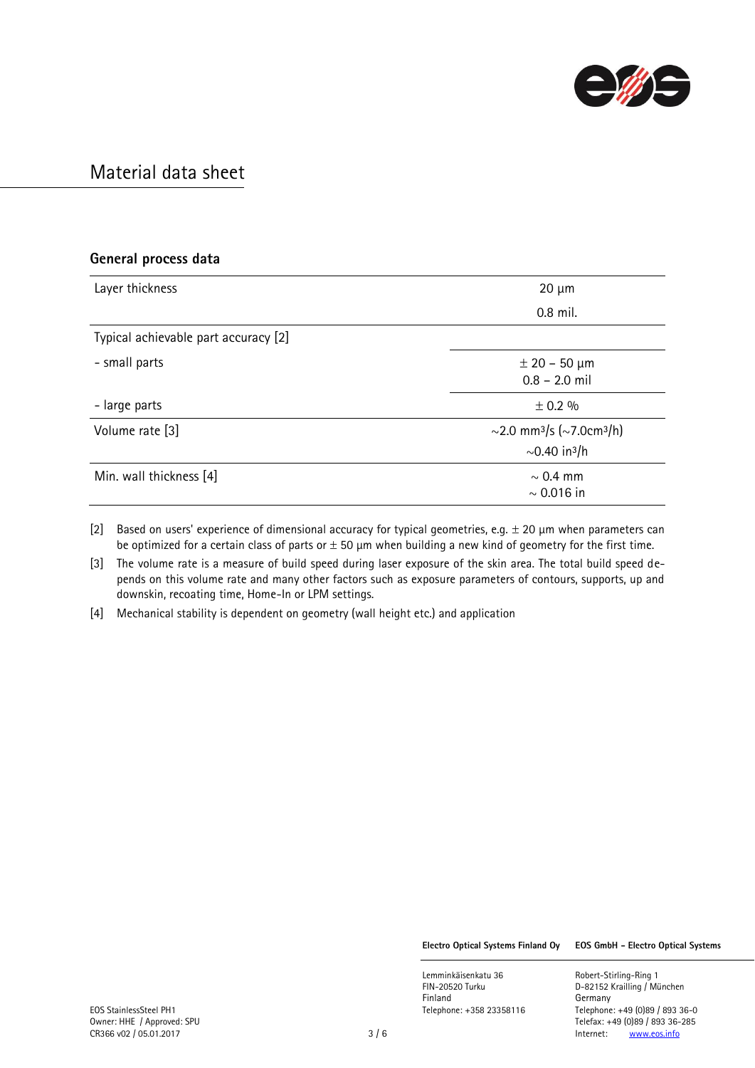# Material data sheet

## General process data

| | |
|---|---|
| Layer thickness | 20 µm<br>0.8 mil. |
| Typical achievable part accuracy [2] | |
| - small parts | ± 20 – 50 µm<br>0.8 – 2.0 mil |
| - large parts | ± 0.2 % |
| Volume rate [3] | ~2.0 $mm^3/s$ (~7.0$cm^3/h$)<br>~0.40 $in^3/h$ |
| Min. wall thickness [4] | ~ 0.4 mm<br>~ 0.016 in |

[2] Based on users' experience of dimensional accuracy for typical geometries, e.g. ± 20 µm when parameters can be optimized for a certain class of parts or ± 50 µm when building a new kind of geometry for the first time.

[3] The volume rate is a measure of build speed during laser exposure of the skin area. The total build speed depends on this volume rate and many other factors such as exposure parameters of contours, supports, up and downskin, recoating time, Home-In or LPM settings.

[4] Mechanical stability is dependent on geometry (wall height etc.) and application

**Electro Optical Systems Finland Oy**
Lemminkäisenkatu 36
FIN-20520 Turku
Finland
Telephone: +358 23358116

**EOS GmbH - Electro Optical Systems**
Robert-Stirling-Ring 1
D-82152 Krailling / München
Germany
Telephone: +49 (0)89 / 893 36-0
Telefax: +49 (0)89 / 893 36-285
Internet: www.eos.info

EOS StainlessSteel PH1
Owner: HHE / Approved: SPU
CR366 v02 / 05.01.2017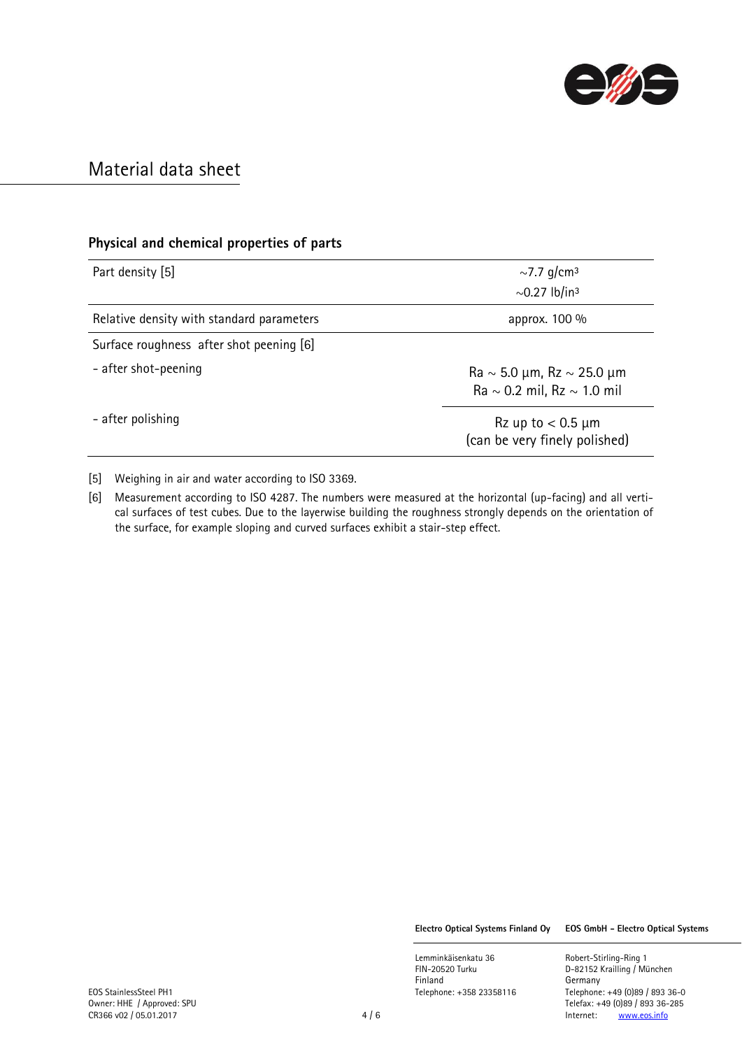# Material data sheet

## Physical and chemical properties of parts

| | |
|---|---|
| Part density [5] | ~7.7 g/cm³<br>~0.27 lb/in³ |
| Relative density with standard parameters | approx. 100 % |
| Surface roughness after shot peening [6] | |
| - after shot-peening | Ra ~ 5.0 µm, Rz ~ 25.0 µm<br>Ra ~ 0.2 mil, Rz ~ 1.0 mil |
| - after polishing | Rz up to < 0.5 µm<br>(can be very finely polished) |

[5] Weighing in air and water according to ISO 3369.

[6] Measurement according to ISO 4287. The numbers were measured at the horizontal (up-facing) and all vertical surfaces of test cubes. Due to the layerwise building the roughness strongly depends on the orientation of the surface, for example sloping and curved surfaces exhibit a stair-step effect.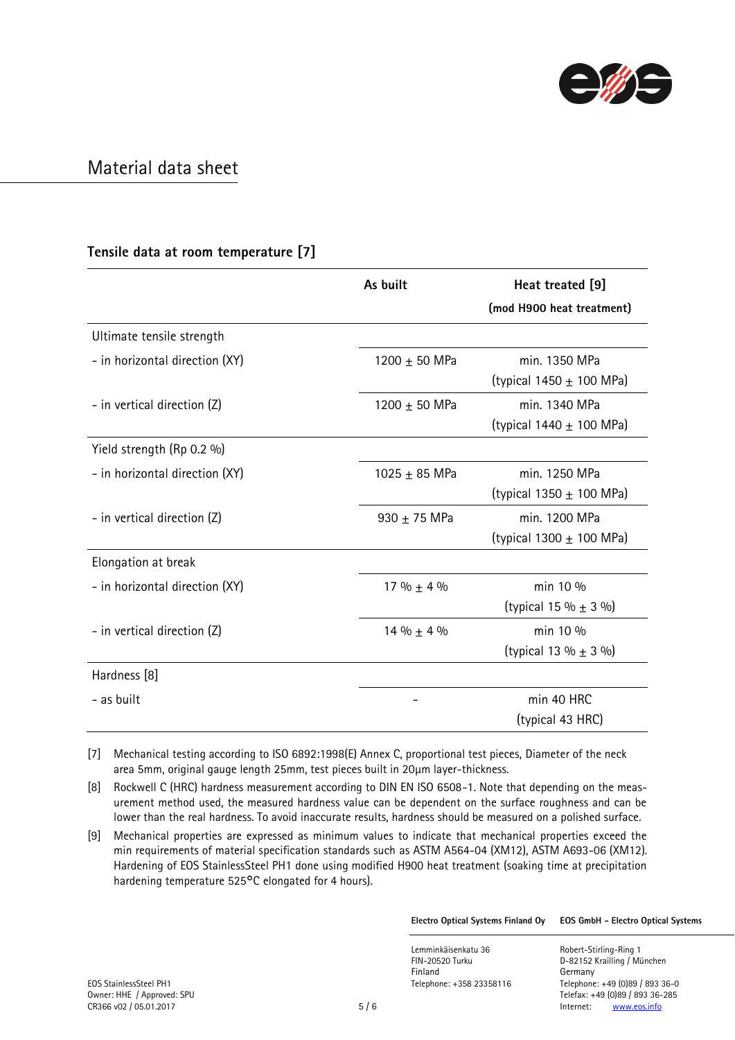# Material data sheet

### Tensile data at room temperature [7]

| | As built | Heat treated [9] (mod H900 heat treatment) |
|---|---|---|
| Ultimate tensile strength | | |
| - in horizontal direction (XY) | 1200 ± 50 MPa | min. 1350 MPa (typical 1450 ± 100 MPa) |
| - in vertical direction (Z) | 1200 ± 50 MPa | min. 1340 MPa (typical 1440 ± 100 MPa) |
| Yield strength (Rp 0.2 %) | | |
| - in horizontal direction (XY) | 1025 ± 85 MPa | min. 1250 MPa (typical 1350 ± 100 MPa) |
| - in vertical direction (Z) | 930 ± 75 MPa | min. 1200 MPa (typical 1300 ± 100 MPa) |
| Elongation at break | | |
| - in horizontal direction (XY) | 17 % ± 4 % | min 10 % (typical 15 % ± 3 %) |
| - in vertical direction (Z) | 14 % ± 4 % | min 10 % (typical 13 % ± 3 %) |
| Hardness [8] | | |
| - as built | - | min 40 HRC (typical 43 HRC) |

[7] Mechanical testing according to ISO 6892:1998(E) Annex C, proportional test pieces, Diameter of the neck area 5mm, original gauge length 25mm, test pieces built in 20µm layer-thickness.

[8] Rockwell C (HRC) hardness measurement according to DIN EN ISO 6508-1. Note that depending on the measurement method used, the measured hardness value can be dependent on the surface roughness and can be lower than the real hardness. To avoid inaccurate results, hardness should be measured on a polished surface.

[9] Mechanical properties are expressed as minimum values to indicate that mechanical properties exceed the min requirements of material specification standards such as ASTM A564-04 (XM12), ASTM A693-06 (XM12). Hardening of EOS StainlessSteel PH1 done using modified H900 heat treatment (soaking time at precipitation hardening temperature 525°C elongated for 4 hours).

**Electro Optical Systems Finland Oy**
Lemminkäisenkatu 36
FIN-20520 Turku
Finland
Telephone: +358 23358116

**EOS GmbH - Electro Optical Systems**
Robert-Stirling-Ring 1
D-82152 Krailling / München
Germany
Telephone: +49 (0)89 / 893 36-0
Telefax: +49 (0)89 / 893 36-285
Internet: www.eos.info

EOS StainlessSteel PH1
Owner: HHE / Approved: SPU
CR366 v02 / 05.01.2017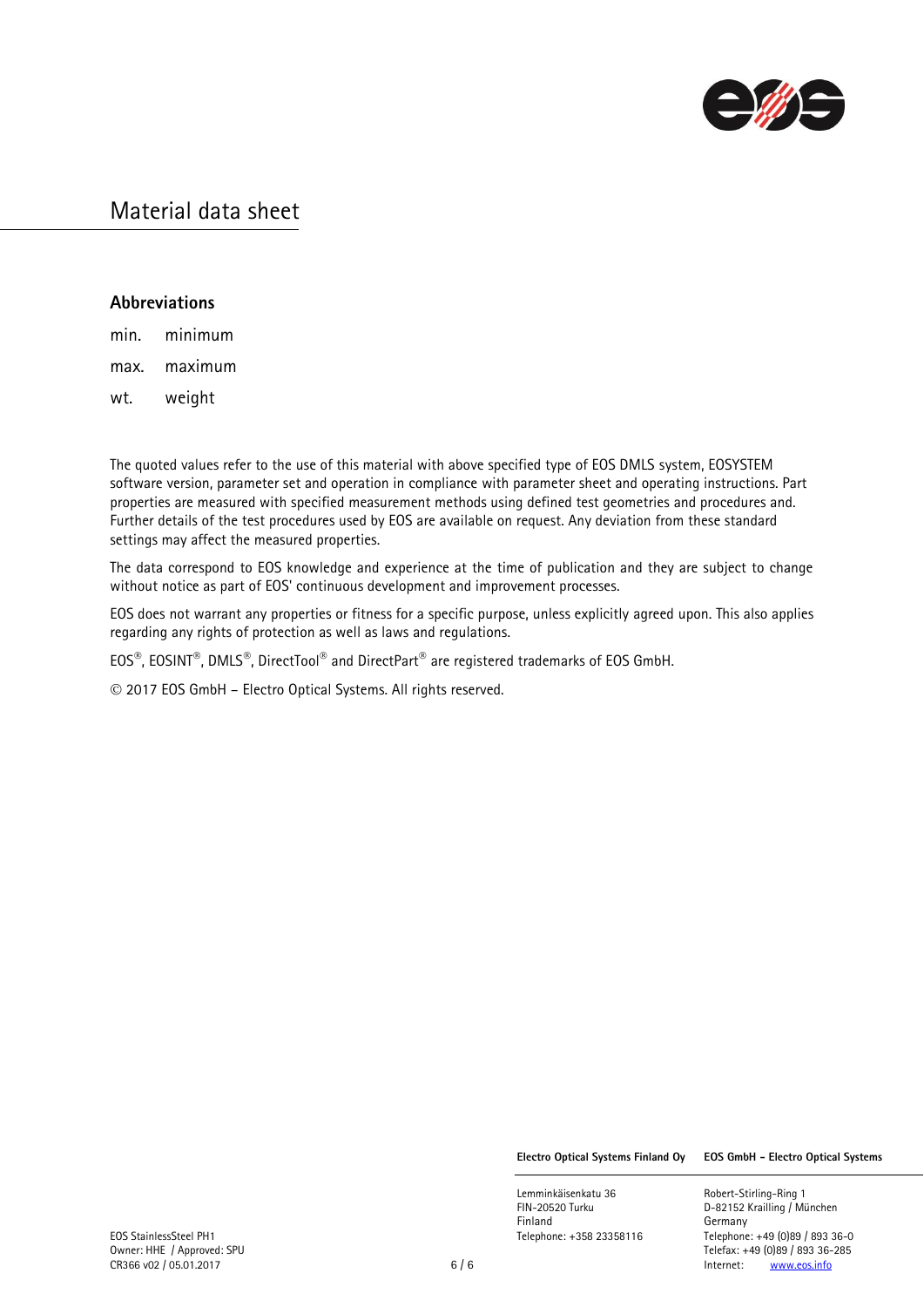# Material data sheet

## Abbreviations

| | |
|---|---|
| min. | minimum |
| max. | maximum |
| wt. | weight |

The quoted values refer to the use of this material with above specified type of EOS DMLS system, EOSYSTEM software version, parameter set and operation in compliance with parameter sheet and operating instructions. Part properties are measured with specified measurement methods using defined test geometries and procedures and. Further details of the test procedures used by EOS are available on request. Any deviation from these standard settings may affect the measured properties.

The data correspond to EOS knowledge and experience at the time of publication and they are subject to change without notice as part of EOS' continuous development and improvement processes.

EOS does not warrant any properties or fitness for a specific purpose, unless explicitly agreed upon. This also applies regarding any rights of protection as well as laws and regulations.

EOS®, EOSINT®, DMLS®, DirectTool® and DirectPart® are registered trademarks of EOS GmbH.

© 2017 EOS GmbH – Electro Optical Systems. All rights reserved.

**Electro Optical Systems Finland Oy**

Lemminkäisenkatu 36
FIN-20520 Turku
Finland
Telephone: +358 23358116

**EOS GmbH - Electro Optical Systems**

Robert-Stirling-Ring 1
D-82152 Krailling / München
Germany
Telephone: +49 (0)89 / 893 36-0
Telefax: +49 (0)89 / 893 36-285
Internet: www.eos.info

EOS StainlessSteel PH1
Owner: HHE / Approved: SPU
CR366 v02 / 05.01.2017